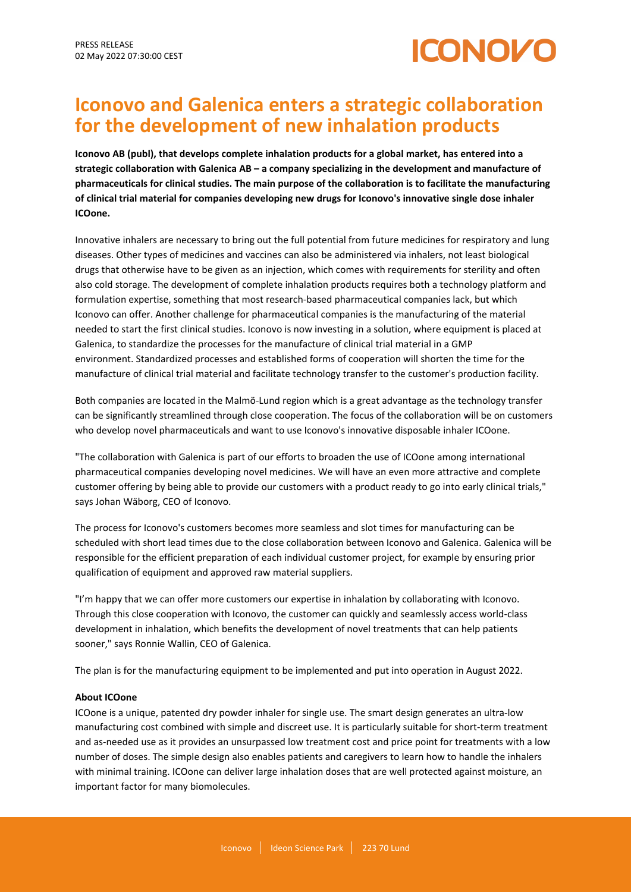PRESS RELEASE
02 May 2022 07:30:00 CEST

# Iconovo and Galenica enters a strategic collaboration for the development of new inhalation products

**Iconovo AB (publ), that develops complete inhalation products for a global market, has entered into a strategic collaboration with Galenica AB – a company specializing in the development and manufacture of pharmaceuticals for clinical studies. The main purpose of the collaboration is to facilitate the manufacturing of clinical trial material for companies developing new drugs for Iconovo's innovative single dose inhaler ICOone.**

Innovative inhalers are necessary to bring out the full potential from future medicines for respiratory and lung diseases. Other types of medicines and vaccines can also be administered via inhalers, not least biological drugs that otherwise have to be given as an injection, which comes with requirements for sterility and often also cold storage. The development of complete inhalation products requires both a technology platform and formulation expertise, something that most research-based pharmaceutical companies lack, but which Iconovo can offer. Another challenge for pharmaceutical companies is the manufacturing of the material needed to start the first clinical studies. Iconovo is now investing in a solution, where equipment is placed at Galenica, to standardize the processes for the manufacture of clinical trial material in a GMP environment. Standardized processes and established forms of cooperation will shorten the time for the manufacture of clinical trial material and facilitate technology transfer to the customer's production facility.

Both companies are located in the Malmö-Lund region which is a great advantage as the technology transfer can be significantly streamlined through close cooperation. The focus of the collaboration will be on customers who develop novel pharmaceuticals and want to use Iconovo's innovative disposable inhaler ICOone.

"The collaboration with Galenica is part of our efforts to broaden the use of ICOone among international pharmaceutical companies developing novel medicines. We will have an even more attractive and complete customer offering by being able to provide our customers with a product ready to go into early clinical trials," says Johan Wäborg, CEO of Iconovo.

The process for Iconovo's customers becomes more seamless and slot times for manufacturing can be scheduled with short lead times due to the close collaboration between Iconovo and Galenica. Galenica will be responsible for the efficient preparation of each individual customer project, for example by ensuring prior qualification of equipment and approved raw material suppliers.

"I'm happy that we can offer more customers our expertise in inhalation by collaborating with Iconovo. Through this close cooperation with Iconovo, the customer can quickly and seamlessly access world-class development in inhalation, which benefits the development of novel treatments that can help patients sooner," says Ronnie Wallin, CEO of Galenica.

The plan is for the manufacturing equipment to be implemented and put into operation in August 2022.

**About ICOone**

ICOone is a unique, patented dry powder inhaler for single use. The smart design generates an ultra-low manufacturing cost combined with simple and discreet use. It is particularly suitable for short-term treatment and as-needed use as it provides an unsurpassed low treatment cost and price point for treatments with a low number of doses. The simple design also enables patients and caregivers to learn how to handle the inhalers with minimal training. ICOone can deliver large inhalation doses that are well protected against moisture, an important factor for many biomolecules.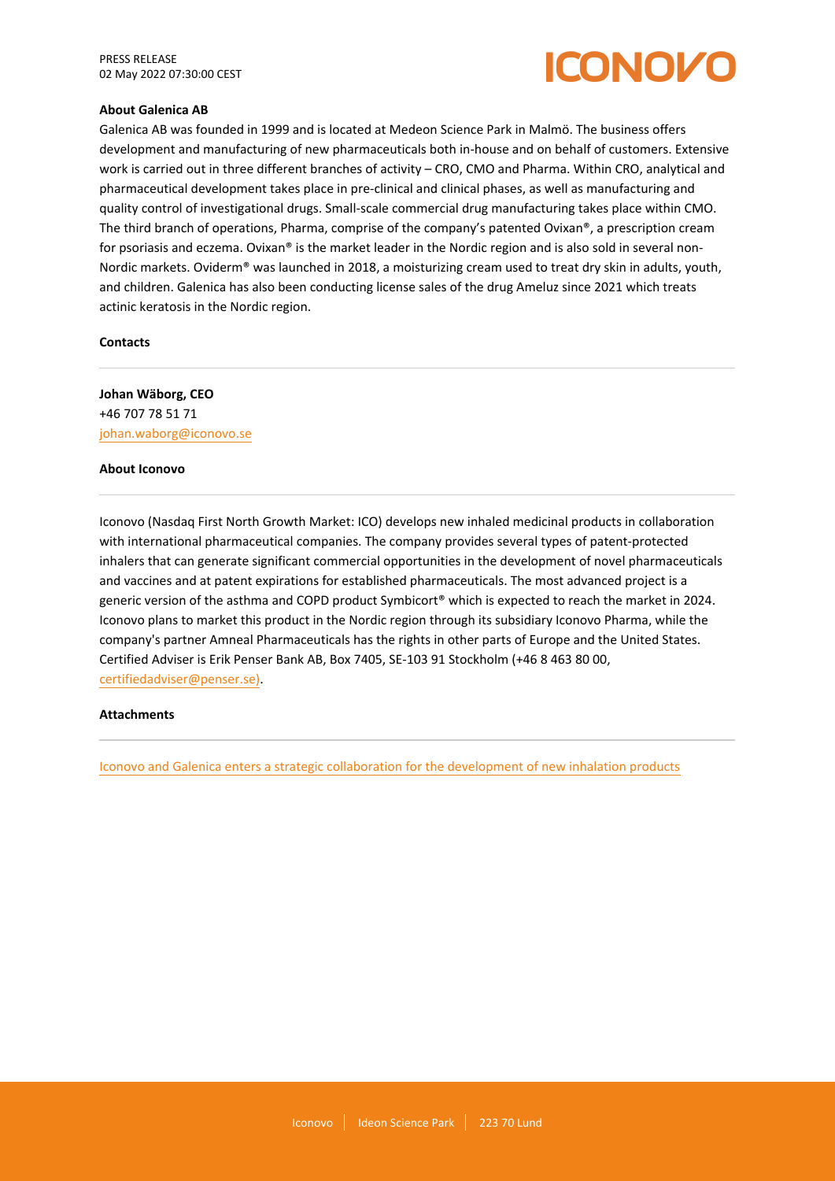**About Galenica AB**

Galenica AB was founded in 1999 and is located at Medeon Science Park in Malmö. The business offers development and manufacturing of new pharmaceuticals both in-house and on behalf of customers. Extensive work is carried out in three different branches of activity – CRO, CMO and Pharma. Within CRO, analytical and pharmaceutical development takes place in pre-clinical and clinical phases, as well as manufacturing and quality control of investigational drugs. Small-scale commercial drug manufacturing takes place within CMO. The third branch of operations, Pharma, comprise of the company's patented Ovixan®, a prescription cream for psoriasis and eczema. Ovixan® is the market leader in the Nordic region and is also sold in several non-Nordic markets. Oviderm® was launched in 2018, a moisturizing cream used to treat dry skin in adults, youth, and children. Galenica has also been conducting license sales of the drug Ameluz since 2021 which treats actinic keratosis in the Nordic region.

**Contacts**

**Johan Wäborg, CEO**
+46 707 78 51 71
johan.waborg@iconovo.se

**About Iconovo**

Iconovo (Nasdaq First North Growth Market: ICO) develops new inhaled medicinal products in collaboration with international pharmaceutical companies. The company provides several types of patent-protected inhalers that can generate significant commercial opportunities in the development of novel pharmaceuticals and vaccines and at patent expirations for established pharmaceuticals. The most advanced project is a generic version of the asthma and COPD product Symbicort® which is expected to reach the market in 2024. Iconovo plans to market this product in the Nordic region through its subsidiary Iconovo Pharma, while the company's partner Amneal Pharmaceuticals has the rights in other parts of Europe and the United States. Certified Adviser is Erik Penser Bank AB, Box 7405, SE-103 91 Stockholm (+46 8 463 80 00, certifiedadviser@penser.se).

**Attachments**

Iconovo and Galenica enters a strategic collaboration for the development of new inhalation products